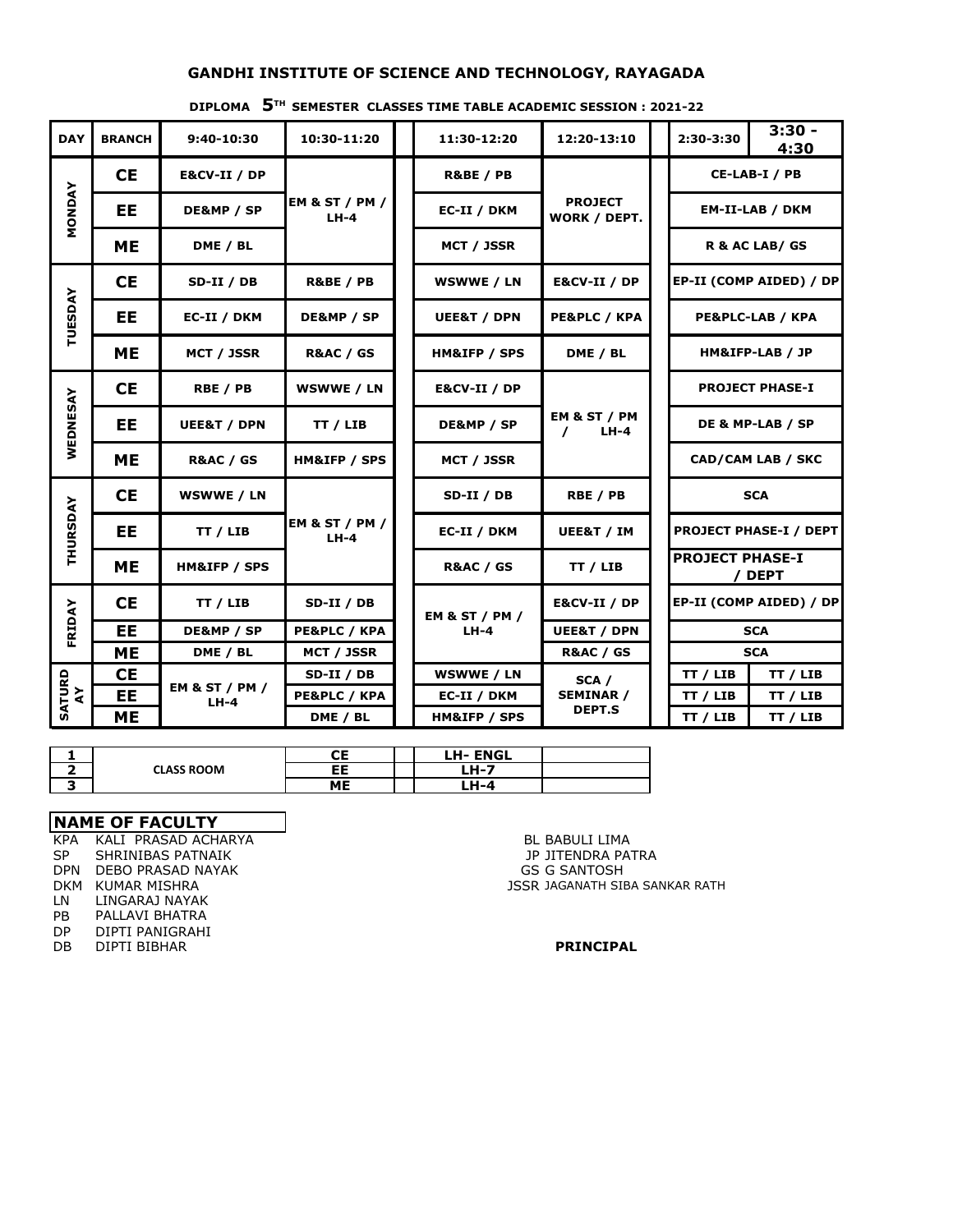# GANDHI INSTITUTE OF SCIENCE AND TECHNOLOGY, RAYAGADA

**DIPLOMA 5TH SEMESTER CLASSES TIME TABLE ACADEMIC SESSION : 2021-22**

| DAY | BRANCH | 9:40-10:30 | 10:30-11:20 | | 11:30-12:20 | 12:20-13:10 | | 2:30-3:30 | 3:30 - 4:30 |
|---|---|---|---|---|---|---|---|---|---|
| MONDAY | CE | E&CV-II / DP | EM & ST / PM / LH-4 | | R&BE / PB | PROJECT WORK / DEPT. | | CE-LAB-I / PB | |
| | EE | DE&MP / SP | | | EC-II / DKM | | | EM-II-LAB / DKM | |
| | ME | DME / BL | | | MCT / JSSR | | | R & AC LAB/ GS | |
| TUESDAY | CE | SD-II / DB | R&BE / PB | | WSWWE / LN | E&CV-II / DP | | EP-II (COMP AIDED) / DP | |
| | EE | EC-II / DKM | DE&MP / SP | | UEE&T / DPN | PE&PLC / KPA | | PE&PLC-LAB / KPA | |
| | ME | MCT / JSSR | R&AC / GS | | HM&IFP / SPS | DME / BL | | HM&IFP-LAB / JP | |
| WEDNESAY | CE | RBE / PB | WSWWE / LN | | E&CV-II / DP | EM & ST / PM / LH-4 | | PROJECT PHASE-I | |
| | EE | UEE&T / DPN | TT / LIB | | DE&MP / SP | | | DE & MP-LAB / SP | |
| | ME | R&AC / GS | HM&IFP / SPS | | MCT / JSSR | | | CAD/CAM LAB / SKC | |
| THURSDAY | CE | WSWWE / LN | EM & ST / PM / LH-4 | | SD-II / DB | RBE / PB | | SCA | |
| | EE | TT / LIB | | | EC-II / DKM | UEE&T / IM | | PROJECT PHASE-I / DEPT | |
| | ME | HM&IFP / SPS | | | R&AC / GS | TT / LIB | | PROJECT PHASE-I / DEPT | |
| FRIDAY | CE | TT / LIB | SD-II / DB | | EM & ST / PM / LH-4 | E&CV-II / DP | | EP-II (COMP AIDED) / DP | |
| | EE | DE&MP / SP | PE&PLC / KPA | | | UEE&T / DPN | | SCA | |
| | ME | DME / BL | MCT / JSSR | | | R&AC / GS | | SCA | |
| SATURDAY | CE | EM & ST / PM / LH-4 | SD-II / DB | | WSWWE / LN | SCA / SEMINAR / DEPT.S | | TT / LIB | TT / LIB |
| | EE | | PE&PLC / KPA | | EC-II / DKM | | | TT / LIB | TT / LIB |
| | ME | | DME / BL | | HM&IFP / SPS | | | TT / LIB | TT / LIB |

| | | | | | |
|---|---|---|---|---|---|
| 1 | CLASS ROOM | CE | | LH- ENGL | |
| 2 | | EE | | LH-7 | |
| 3 | | ME | | LH-4 | |

**NAME OF FACULTY**

- KPA KALI PRASAD ACHARYA
- SP SHRINIBAS PATNAIK
- DPN DEBO PRASAD NAYAK
- DKM KUMAR MISHRA
- LN LINGARAJ NAYAK
- PB PALLAVI BHATRA
- DP DIPTI PANIGRAHI
- DB DIPTI BIBHAR
- BL BABULI LIMA
- JP JITENDRA PATRA
- GS G SANTOSH
- JSSR JAGANATH SIBA SANKAR RATH

**PRINCIPAL**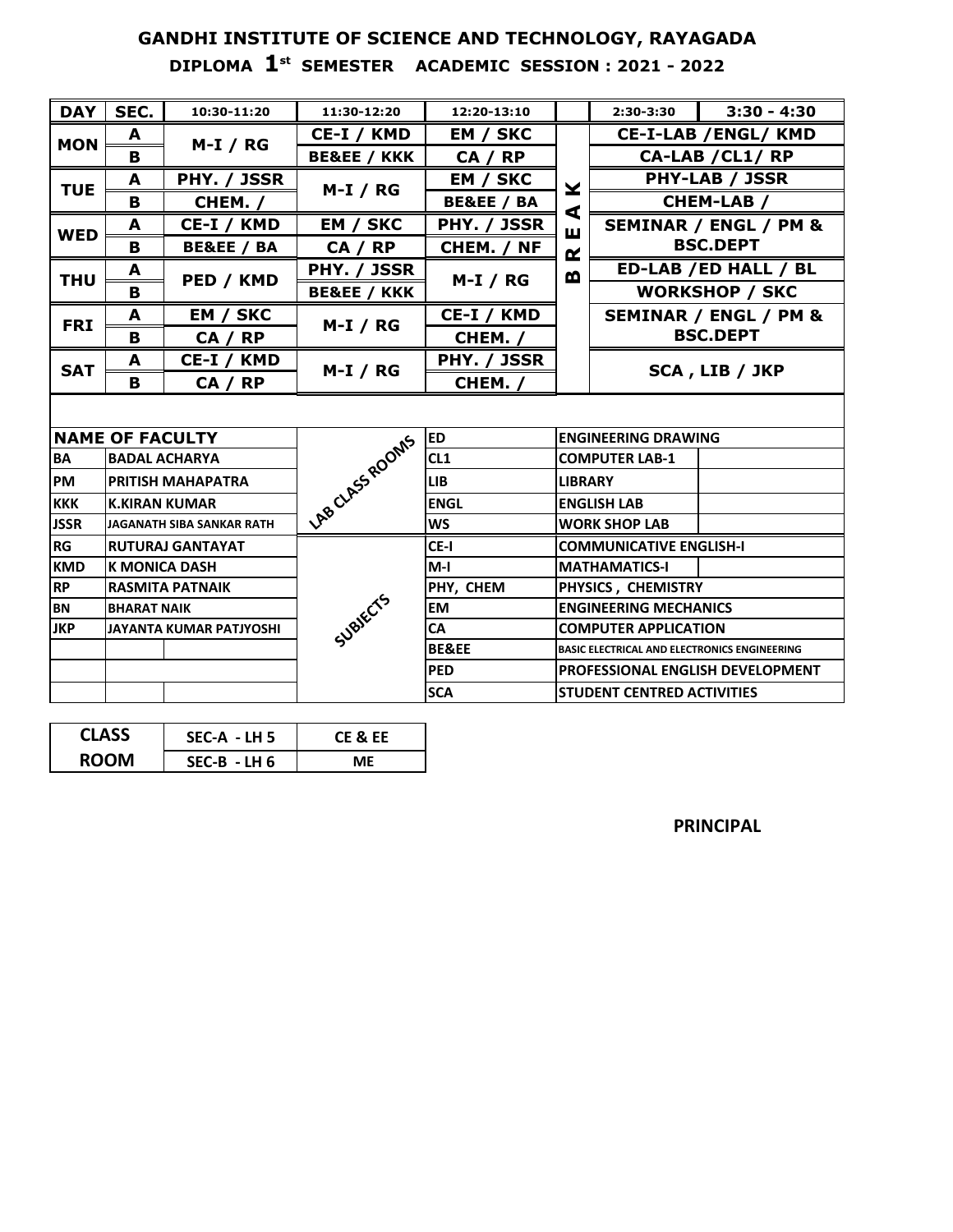## GANDHI INSTITUTE OF SCIENCE AND TECHNOLOGY, RAYAGADA

### DIPLOMA 1st SEMESTER ACADEMIC SESSION : 2021 - 2022

| DAY | SEC. | 10:30-11:20 | 11:30-12:20 | 12:20-13:10 | | 2:30-3:30 | 3:30 - 4:30 |
|---|---|---|---|---|---|---|---|
| MON | A | M-I / RG | CE-I / KMD | EM / SKC | BREAK | CE-I-LAB /ENGL/ KMD | |
| | B | | BE&EE / KKK | CA / RP | | CA-LAB /CL1/ RP | |
| TUE | A | PHY. / JSSR | M-I / RG | EM / SKC | | PHY-LAB / JSSR | |
| | B | CHEM. / | | BE&EE / BA | | CHEM-LAB / | |
| WED | A | CE-I / KMD | EM / SKC | PHY. / JSSR | | SEMINAR / ENGL / PM & BSC.DEPT | |
| | B | BE&EE / BA | CA / RP | CHEM. / NF | | | |
| THU | A | PED / KMD | PHY. / JSSR | M-I / RG | | ED-LAB /ED HALL / BL | |
| | B | | BE&EE / KKK | | | WORKSHOP / SKC | |
| FRI | A | EM / SKC | M-I / RG | CE-I / KMD | | SEMINAR / ENGL / PM & BSC.DEPT | |
| | B | CA / RP | | CHEM. / | | | |
| SAT | A | CE-I / KMD | M-I / RG | PHY. / JSSR | | SCA , LIB / JKP | |
| | B | CA / RP | | CHEM. / | | | |

| NAME OF FACULTY | | | ED | ENGINEERING DRAWING |
|---|---|---|---|---|
| BA | BADAL ACHARYA | LAB CLASS ROOMS | CL1 | COMPUTER LAB-1 |
| PM | PRITISH MAHAPATRA | | LIB | LIBRARY |
| KKK | K.KIRAN KUMAR | | ENGL | ENGLISH LAB |
| JSSR | JAGANATH SIBA SANKAR RATH | | WS | WORK SHOP LAB |
| RG | RUTURAJ GANTAYAT | SUBJECTS | CE-I | COMMUNICATIVE ENGLISH-I |
| KMD | K MONICA DASH | | M-I | MATHAMATICS-I |
| RP | RASMITA PATNAIK | | PHY, CHEM | PHYSICS , CHEMISTRY |
| BN | BHARAT NAIK | | EM | ENGINEERING MECHANICS |
| JKP | JAYANTA KUMAR PATJYOSHI | | CA | COMPUTER APPLICATION |
| | | | BE&EE | BASIC ELECTRICAL AND ELECTRONICS ENGINEERING |
| | | | PED | PROFESSIONAL ENGLISH DEVELOPMENT |
| | | | SCA | STUDENT CENTRED ACTIVITIES |

| CLASS ROOM | SEC-A - LH 5 | CE & EE |
|---|---|---|
| | SEC-B - LH 6 | ME |

**PRINCIPAL**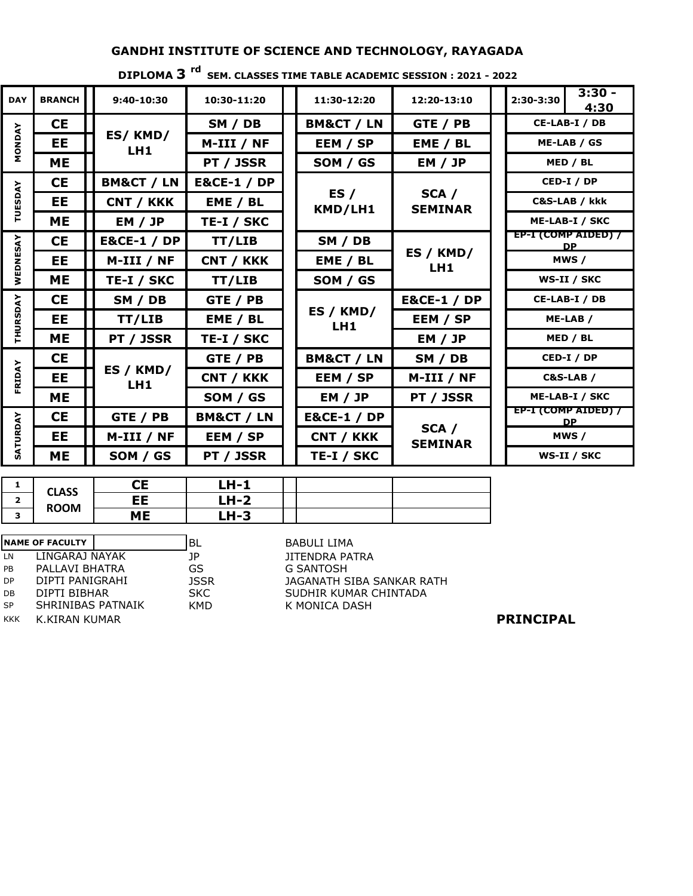# GANDHI INSTITUTE OF SCIENCE AND TECHNOLOGY, RAYAGADA

## DIPLOMA 3 rd SEM. CLASSES TIME TABLE ACADEMIC SESSION : 2021 - 2022

| DAY | BRANCH | 9:40-10:30 | 10:30-11:20 | 11:30-12:20 | 12:20-13:10 | 2:30-3:30 | 3:30 - 4:30 |
|---|---|---|---|---|---|---|---|
| MONDAY | CE | ES/ KMD/ LH1 | SM / DB | BM&CT / LN | GTE / PB | CE-LAB-I / DB | |
| | EE | | M-III / NF | EEM / SP | EME / BL | ME-LAB / GS | |
| | ME | | PT / JSSR | SOM / GS | EM / JP | MED / BL | |
| TUESDAY | CE | BM&CT / LN | E&CE-1 / DP | ES / KMD/LH1 | SCA / SEMINAR | CED-I / DP | |
| | EE | CNT / KKK | EME / BL | | | C&S-LAB / kkk | |
| | ME | EM / JP | TE-I / SKC | | | ME-LAB-I / SKC | |
| WEDNESAY | CE | E&CE-1 / DP | TT/LIB | SM / DB | ES / KMD/ LH1 | EP-I (COMP AIDED) / DP | |
| | EE | M-III / NF | CNT / KKK | EME / BL | | MWS / | |
| | ME | TE-I / SKC | TT/LIB | SOM / GS | | WS-II / SKC | |
| THURSDAY | CE | SM / DB | GTE / PB | ES / KMD/ LH1 | E&CE-1 / DP | CE-LAB-I / DB | |
| | EE | TT/LIB | EME / BL | | EEM / SP | ME-LAB / | |
| | ME | PT / JSSR | TE-I / SKC | | EM / JP | MED / BL | |
| FRIDAY | CE | ES / KMD/ LH1 | GTE / PB | BM&CT / LN | SM / DB | CED-I / DP | |
| | EE | | CNT / KKK | EEM / SP | M-III / NF | C&S-LAB / | |
| | ME | | SOM / GS | EM / JP | PT / JSSR | ME-LAB-I / SKC | |
| SATURDAY | CE | GTE / PB | BM&CT / LN | E&CE-1 / DP | SCA / SEMINAR | EP-I (COMP AIDED) / DP | |
| | EE | M-III / NF | EEM / SP | CNT / KKK | | MWS / | |
| | ME | SOM / GS | PT / JSSR | TE-I / SKC | | WS-II / SKC | |

| | | | |
|---|---|---|---|
| 1 | CLASS ROOM | CE | LH-1 |
| 2 | | EE | LH-2 |
| 3 | | ME | LH-3 |

**NAME OF FACULTY**

| | | | |
|---|---|---|---|
| LN | LINGARAJ NAYAK | BL | BABULI LIMA |
| PB | PALLAVI BHATRA | JP | JITENDRA PATRA |
| DP | DIPTI PANIGRAHI | GS | G SANTOSH |
| DB | DIPTI BIBHAR | JSSR | JAGANATH SIBA SANKAR RATH |
| SP | SHRINIBAS PATNAIK | SKC | SUDHIR KUMAR CHINTADA |
| KKK | K.KIRAN KUMAR | KMD | K MONICA DASH |

**PRINCIPAL**